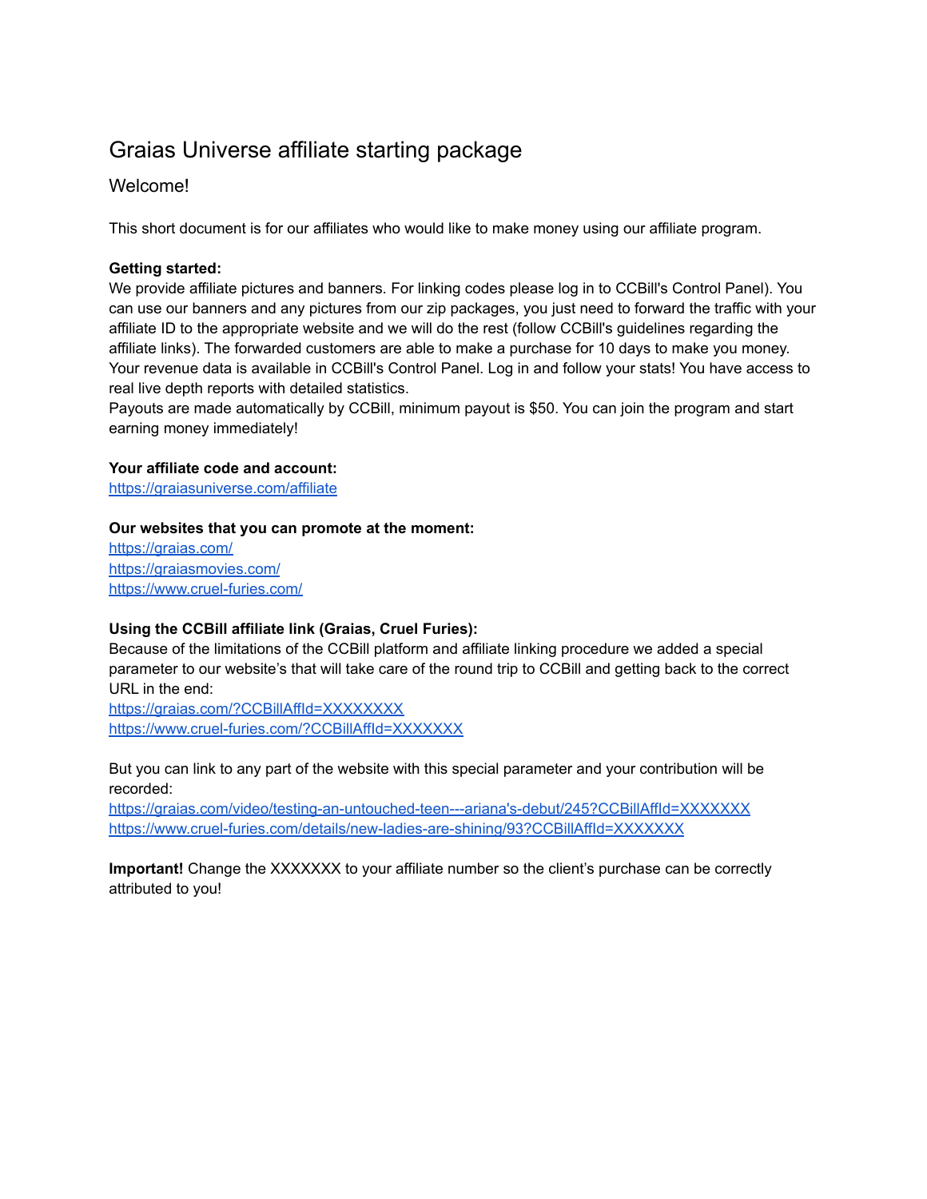# Graias Universe affiliate starting package

## Welcome!

This short document is for our affiliates who would like to make money using our affiliate program.

**Getting started:**
We provide affiliate pictures and banners. For linking codes please log in to CCBill's Control Panel). You can use our banners and any pictures from our zip packages, you just need to forward the traffic with your affiliate ID to the appropriate website and we will do the rest (follow CCBill's guidelines regarding the affiliate links). The forwarded customers are able to make a purchase for 10 days to make you money. Your revenue data is available in CCBill's Control Panel. Log in and follow your stats! You have access to real live depth reports with detailed statistics.
Payouts are made automatically by CCBill, minimum payout is $50. You can join the program and start earning money immediately!

**Your affiliate code and account:**
https://graiasuniverse.com/affiliate

**Our websites that you can promote at the moment:**
https://graias.com/
https://graiasmovies.com/
https://www.cruel-furies.com/

**Using the CCBill affiliate link (Graias, Cruel Furies):**
Because of the limitations of the CCBill platform and affiliate linking procedure we added a special parameter to our website's that will take care of the round trip to CCBill and getting back to the correct URL in the end:
https://graias.com/?CCBillAffId=XXXXXXXX
https://www.cruel-furies.com/?CCBillAffId=XXXXXXX

But you can link to any part of the website with this special parameter and your contribution will be recorded:
https://graias.com/video/testing-an-untouched-teen---ariana's-debut/245?CCBillAffId=XXXXXXX
https://www.cruel-furies.com/details/new-ladies-are-shining/93?CCBillAffId=XXXXXXX

**Important!** Change the XXXXXXX to your affiliate number so the client's purchase can be correctly attributed to you!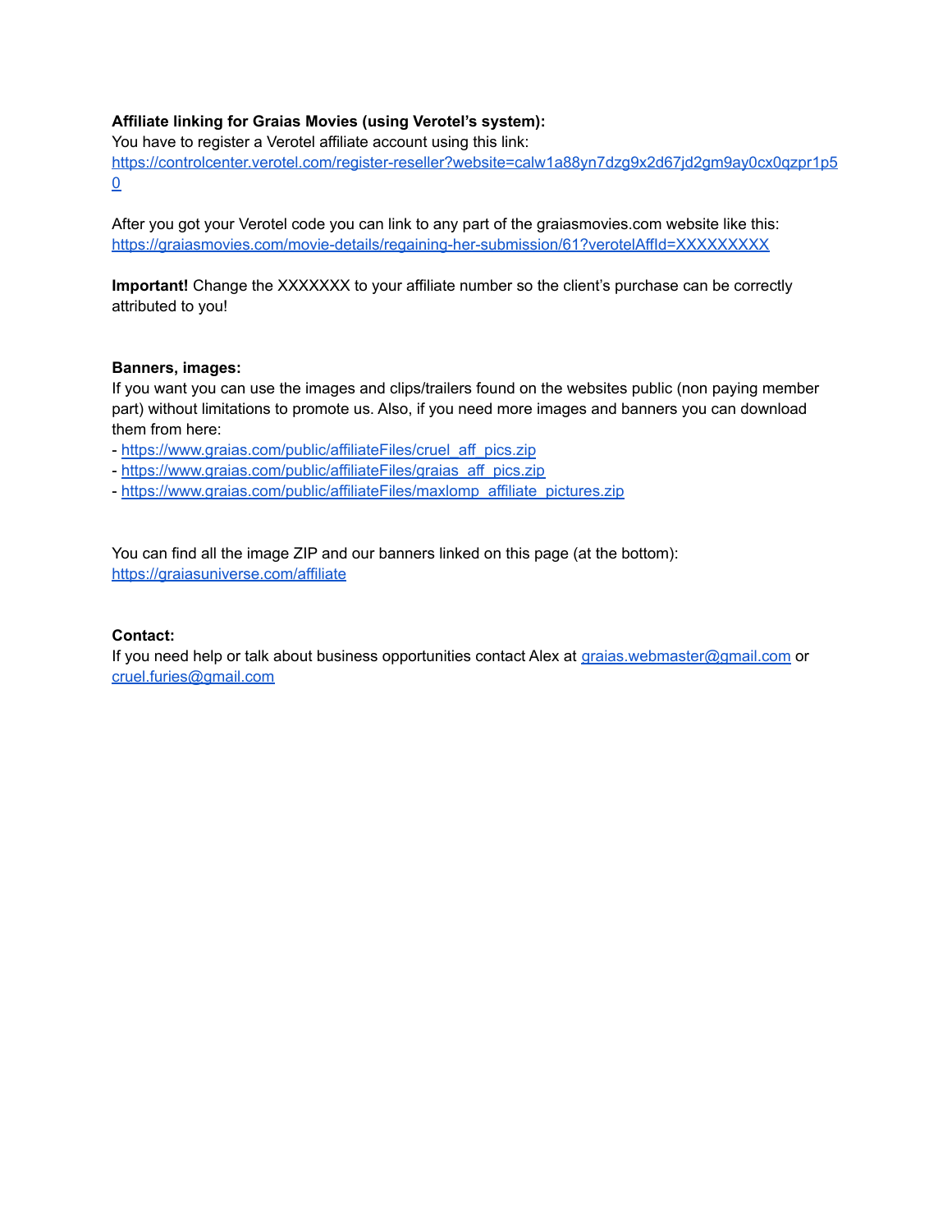**Affiliate linking for Graias Movies (using Verotel's system):**
You have to register a Verotel affiliate account using this link:
https://controlcenter.verotel.com/register-reseller?website=calw1a88yn7dzg9x2d67jd2gm9ay0cx0qzpr1p50

After you got your Verotel code you can link to any part of the graiasmovies.com website like this:
https://graiasmovies.com/movie-details/regaining-her-submission/61?verotelAffId=XXXXXXXXX

**Important!** Change the XXXXXXX to your affiliate number so the client's purchase can be correctly attributed to you!

**Banners, images:**
If you want you can use the images and clips/trailers found on the websites public (non paying member part) without limitations to promote us. Also, if you need more images and banners you can download them from here:
- https://www.graias.com/public/affiliateFiles/cruel_aff_pics.zip
- https://www.graias.com/public/affiliateFiles/graias_aff_pics.zip
- https://www.graias.com/public/affiliateFiles/maxlomp_affiliate_pictures.zip

You can find all the image ZIP and our banners linked on this page (at the bottom):
https://graiasuniverse.com/affiliate

**Contact:**
If you need help or talk about business opportunities contact Alex at graias.webmaster@gmail.com or cruel.furies@gmail.com